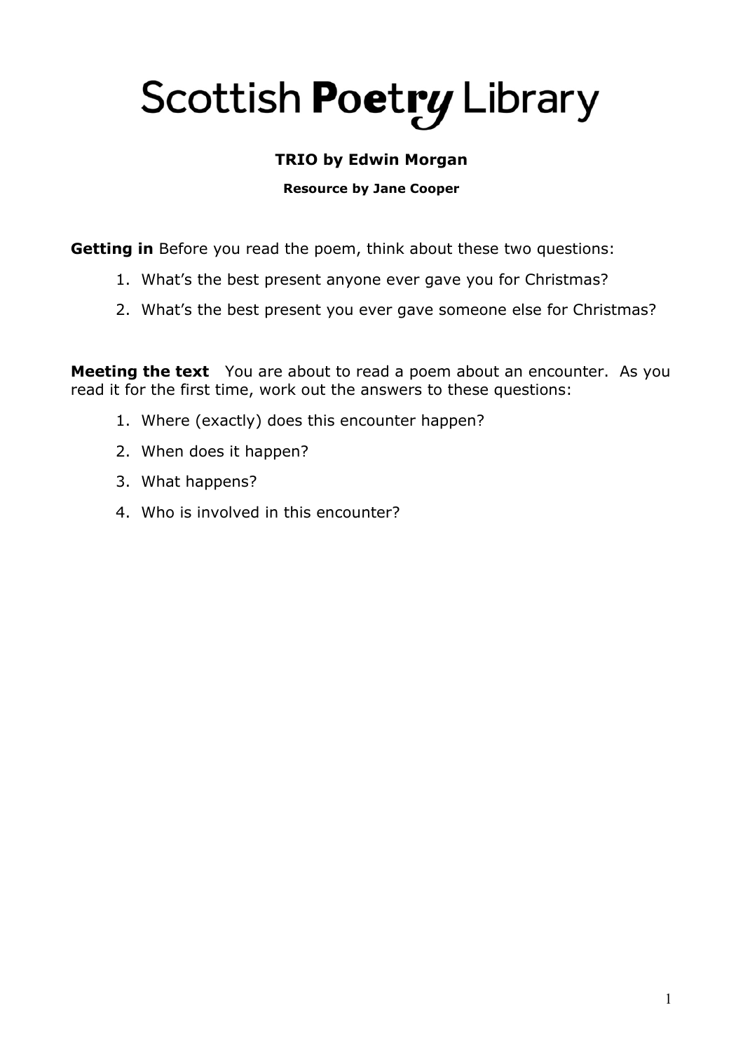# Scottish Poetry Library

## TRIO by Edwin Morgan

**Resource by Jane Cooper**

**Getting in** Before you read the poem, think about these two questions:

1. What's the best present anyone ever gave you for Christmas?
2. What's the best present you ever gave someone else for Christmas?

**Meeting the text** You are about to read a poem about an encounter. As you read it for the first time, work out the answers to these questions:

1. Where (exactly) does this encounter happen?
2. When does it happen?
3. What happens?
4. Who is involved in this encounter?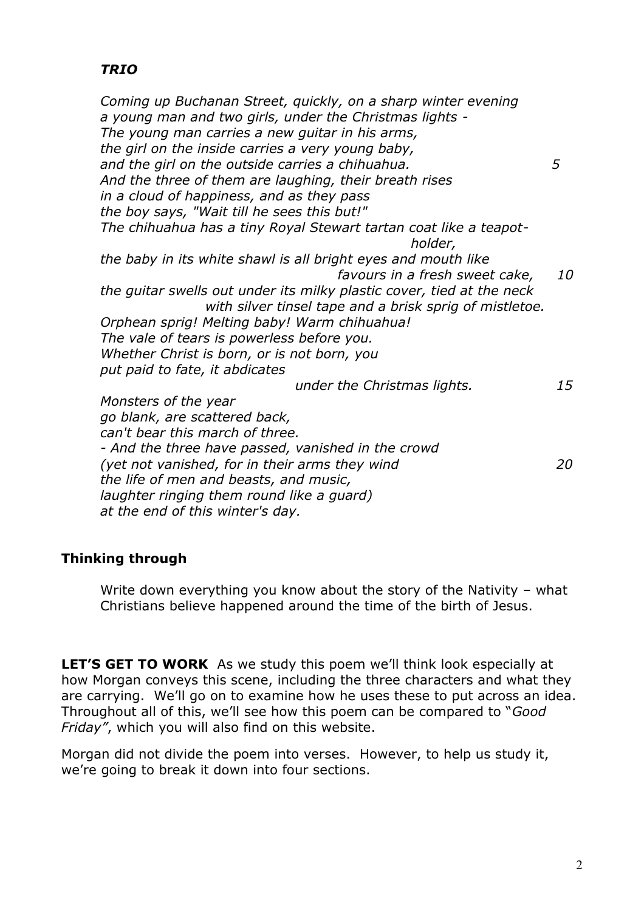### *TRIO*

*Coming up Buchanan Street, quickly, on a sharp winter evening*
*a young man and two girls, under the Christmas lights -*
*The young man carries a new guitar in his arms,*
*the girl on the inside carries a very young baby,*
*and the girl on the outside carries a chihuahua.* 5
*And the three of them are laughing, their breath rises*
*in a cloud of happiness, and as they pass*
*the boy says, "Wait till he sees this but!"*
*The chihuahua has a tiny Royal Stewart tartan coat like a teapot-holder,*
*the baby in its white shawl is all bright eyes and mouth like favours in a fresh sweet cake,* 10
*the guitar swells out under its milky plastic cover, tied at the neck with silver tinsel tape and a brisk sprig of mistletoe.*
*Orphean sprig! Melting baby! Warm chihuahua!*
*The vale of tears is powerless before you.*
*Whether Christ is born, or is not born, you*
*put paid to fate, it abdicates under the Christmas lights.* 15
*Monsters of the year*
*go blank, are scattered back,*
*can't bear this march of three.*
*- And the three have passed, vanished in the crowd*
*(yet not vanished, for in their arms they wind* 20
*the life of men and beasts, and music,*
*laughter ringing them round like a guard)*
*at the end of this winter's day.*

## Thinking through

Write down everything you know about the story of the Nativity – what Christians believe happened around the time of the birth of Jesus.

**LET'S GET TO WORK** As we study this poem we'll think look especially at how Morgan conveys this scene, including the three characters and what they are carrying. We'll go on to examine how he uses these to put across an idea. Throughout all of this, we'll see how this poem can be compared to "*Good Friday"*, which you will also find on this website.

Morgan did not divide the poem into verses. However, to help us study it, we're going to break it down into four sections.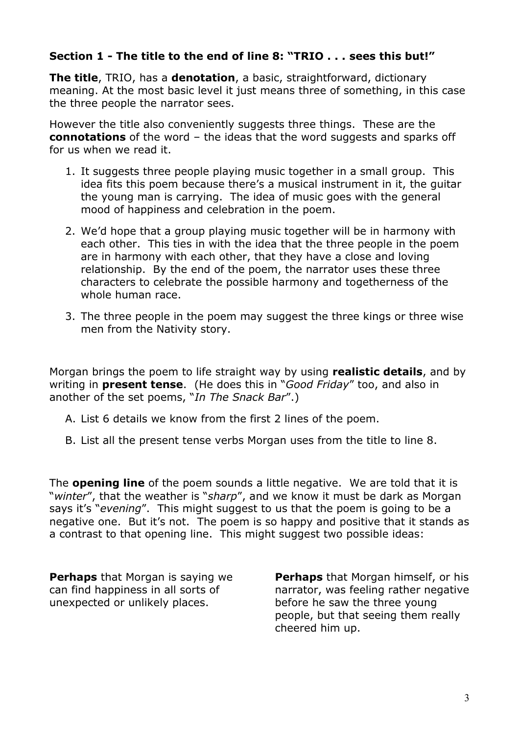**Section 1 - The title to the end of line 8: "TRIO . . . sees this but!"**

**The title**, TRIO, has a **denotation**, a basic, straightforward, dictionary meaning. At the most basic level it just means three of something, in this case the three people the narrator sees.

However the title also conveniently suggests three things. These are the **connotations** of the word – the ideas that the word suggests and sparks off for us when we read it.

1. It suggests three people playing music together in a small group. This idea fits this poem because there's a musical instrument in it, the guitar the young man is carrying. The idea of music goes with the general mood of happiness and celebration in the poem.
2. We'd hope that a group playing music together will be in harmony with each other. This ties in with the idea that the three people in the poem are in harmony with each other, that they have a close and loving relationship. By the end of the poem, the narrator uses these three characters to celebrate the possible harmony and togetherness of the whole human race.
3. The three people in the poem may suggest the three kings or three wise men from the Nativity story.

Morgan brings the poem to life straight way by using **realistic details**, and by writing in **present tense**. (He does this in "*Good Friday*" too, and also in another of the set poems, "*In The Snack Bar*".)

A. List 6 details we know from the first 2 lines of the poem.

B. List all the present tense verbs Morgan uses from the title to line 8.

The **opening line** of the poem sounds a little negative. We are told that it is "*winter*", that the weather is "*sharp*", and we know it must be dark as Morgan says it's "*evening*". This might suggest to us that the poem is going to be a negative one. But it's not. The poem is so happy and positive that it stands as a contrast to that opening line. This might suggest two possible ideas:

**Perhaps** that Morgan is saying we can find happiness in all sorts of unexpected or unlikely places.

**Perhaps** that Morgan himself, or his narrator, was feeling rather negative before he saw the three young people, but that seeing them really cheered him up.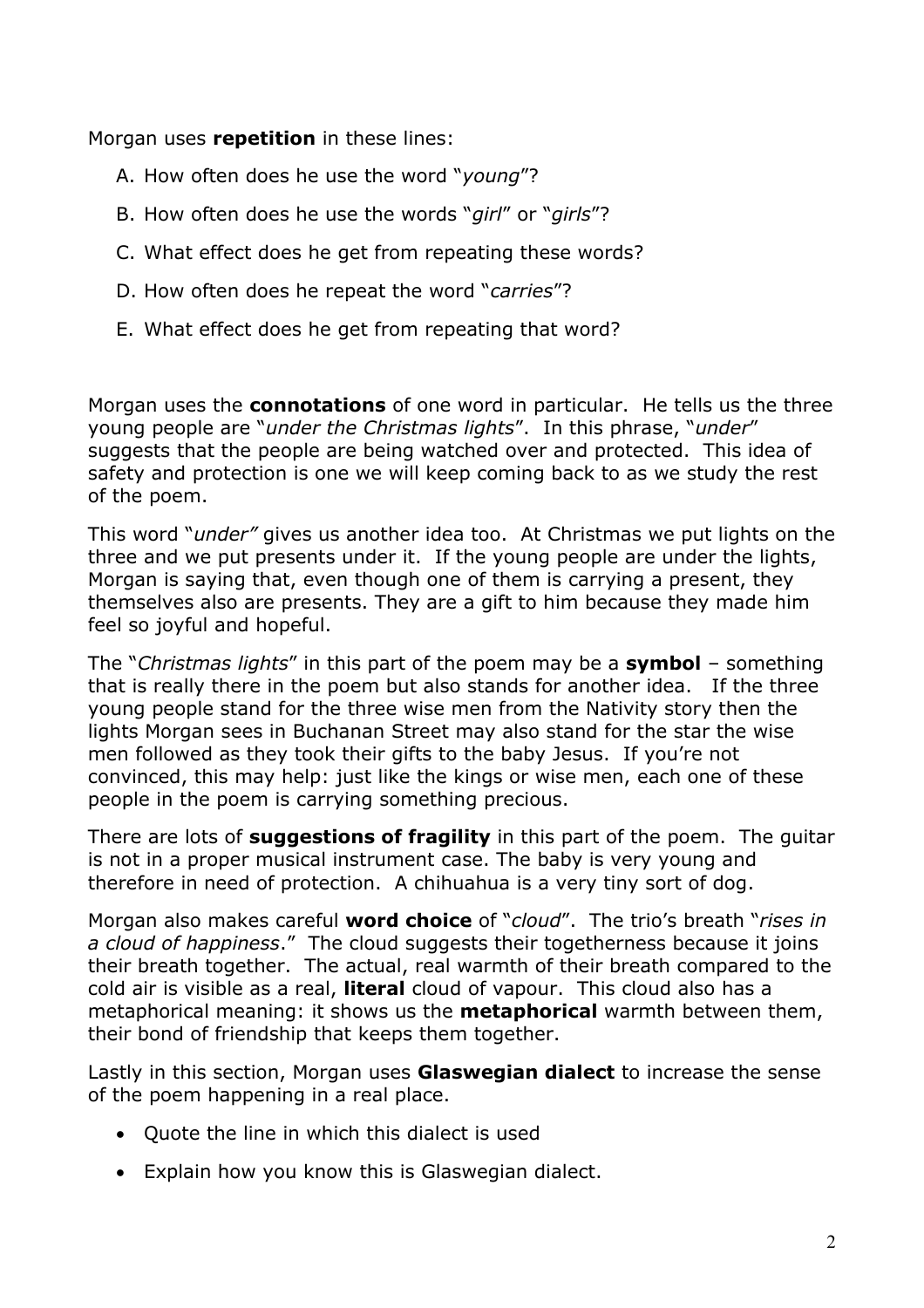Morgan uses **repetition** in these lines:

A. How often does he use the word "*young*"?

B. How often does he use the words "*girl*" or "*girls*"?

C. What effect does he get from repeating these words?

D. How often does he repeat the word "*carries*"?

E. What effect does he get from repeating that word?

Morgan uses the **connotations** of one word in particular. He tells us the three young people are "*under the Christmas lights*". In this phrase, "*under*" suggests that the people are being watched over and protected. This idea of safety and protection is one we will keep coming back to as we study the rest of the poem.

This word "*under"* gives us another idea too. At Christmas we put lights on the three and we put presents under it. If the young people are under the lights, Morgan is saying that, even though one of them is carrying a present, they themselves also are presents. They are a gift to him because they made him feel so joyful and hopeful.

The "*Christmas lights*" in this part of the poem may be a **symbol** – something that is really there in the poem but also stands for another idea. If the three young people stand for the three wise men from the Nativity story then the lights Morgan sees in Buchanan Street may also stand for the star the wise men followed as they took their gifts to the baby Jesus. If you're not convinced, this may help: just like the kings or wise men, each one of these people in the poem is carrying something precious.

There are lots of **suggestions of fragility** in this part of the poem. The guitar is not in a proper musical instrument case. The baby is very young and therefore in need of protection. A chihuahua is a very tiny sort of dog.

Morgan also makes careful **word choice** of "*cloud*". The trio's breath "*rises in a cloud of happiness*." The cloud suggests their togetherness because it joins their breath together. The actual, real warmth of their breath compared to the cold air is visible as a real, **literal** cloud of vapour. This cloud also has a metaphorical meaning: it shows us the **metaphorical** warmth between them, their bond of friendship that keeps them together.

Lastly in this section, Morgan uses **Glaswegian dialect** to increase the sense of the poem happening in a real place.

- Quote the line in which this dialect is used
- Explain how you know this is Glaswegian dialect.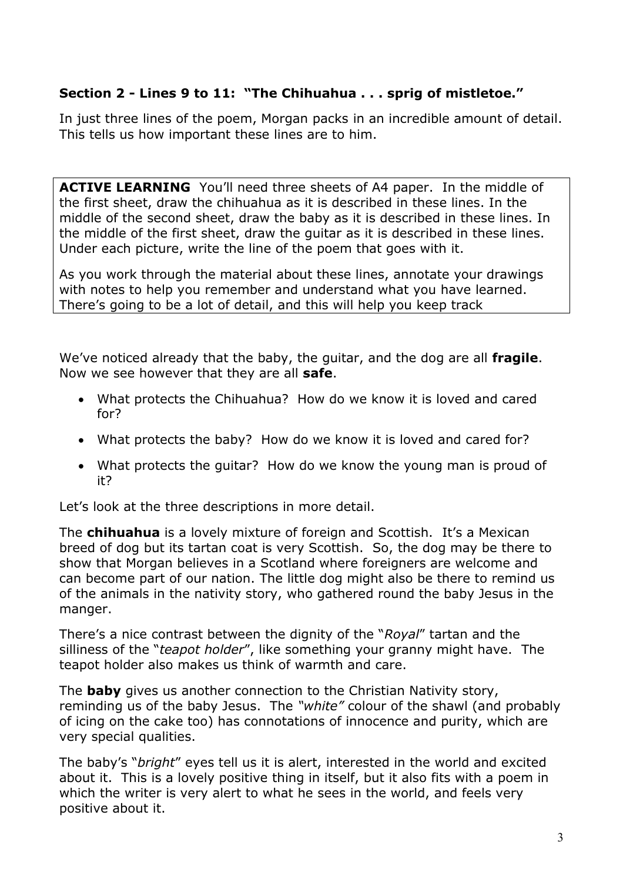**Section 2 - Lines 9 to 11: "The Chihuahua . . . sprig of mistletoe."**

In just three lines of the poem, Morgan packs in an incredible amount of detail. This tells us how important these lines are to him.

> **ACTIVE LEARNING** You'll need three sheets of A4 paper. In the middle of the first sheet, draw the chihuahua as it is described in these lines. In the middle of the second sheet, draw the baby as it is described in these lines. In the middle of the first sheet, draw the guitar as it is described in these lines. Under each picture, write the line of the poem that goes with it.
>
> As you work through the material about these lines, annotate your drawings with notes to help you remember and understand what you have learned. There's going to be a lot of detail, and this will help you keep track

We've noticed already that the baby, the guitar, and the dog are all **fragile**. Now we see however that they are all **safe**.

- What protects the Chihuahua? How do we know it is loved and cared for?
- What protects the baby? How do we know it is loved and cared for?
- What protects the guitar? How do we know the young man is proud of it?

Let's look at the three descriptions in more detail.

The **chihuahua** is a lovely mixture of foreign and Scottish. It's a Mexican breed of dog but its tartan coat is very Scottish. So, the dog may be there to show that Morgan believes in a Scotland where foreigners are welcome and can become part of our nation. The little dog might also be there to remind us of the animals in the nativity story, who gathered round the baby Jesus in the manger.

There's a nice contrast between the dignity of the "*Royal*" tartan and the silliness of the "*teapot holder*", like something your granny might have. The teapot holder also makes us think of warmth and care.

The **baby** gives us another connection to the Christian Nativity story, reminding us of the baby Jesus. The *"white"* colour of the shawl (and probably of icing on the cake too) has connotations of innocence and purity, which are very special qualities.

The baby's "*bright*" eyes tell us it is alert, interested in the world and excited about it. This is a lovely positive thing in itself, but it also fits with a poem in which the writer is very alert to what he sees in the world, and feels very positive about it.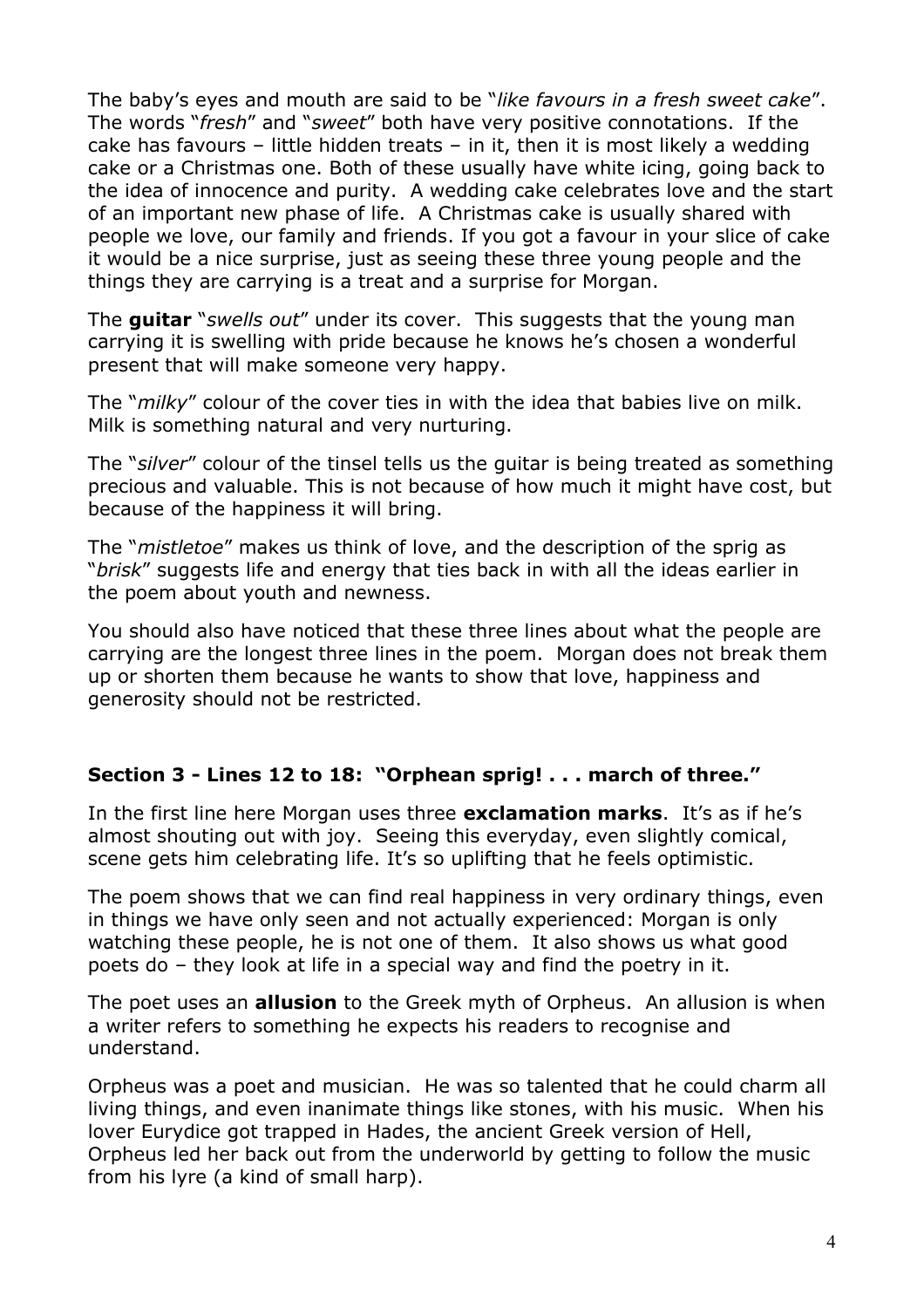The baby's eyes and mouth are said to be "*like favours in a fresh sweet cake*". The words "*fresh*" and "*sweet*" both have very positive connotations. If the cake has favours – little hidden treats – in it, then it is most likely a wedding cake or a Christmas one. Both of these usually have white icing, going back to the idea of innocence and purity. A wedding cake celebrates love and the start of an important new phase of life. A Christmas cake is usually shared with people we love, our family and friends. If you got a favour in your slice of cake it would be a nice surprise, just as seeing these three young people and the things they are carrying is a treat and a surprise for Morgan.

The **guitar** "*swells out*" under its cover. This suggests that the young man carrying it is swelling with pride because he knows he's chosen a wonderful present that will make someone very happy.

The "*milky*" colour of the cover ties in with the idea that babies live on milk. Milk is something natural and very nurturing.

The "*silver*" colour of the tinsel tells us the guitar is being treated as something precious and valuable. This is not because of how much it might have cost, but because of the happiness it will bring.

The "*mistletoe*" makes us think of love, and the description of the sprig as "*brisk*" suggests life and energy that ties back in with all the ideas earlier in the poem about youth and newness.

You should also have noticed that these three lines about what the people are carrying are the longest three lines in the poem. Morgan does not break them up or shorten them because he wants to show that love, happiness and generosity should not be restricted.

### Section 3 - Lines 12 to 18: "Orphean sprig! . . . march of three."

In the first line here Morgan uses three **exclamation marks**. It's as if he's almost shouting out with joy. Seeing this everyday, even slightly comical, scene gets him celebrating life. It's so uplifting that he feels optimistic.

The poem shows that we can find real happiness in very ordinary things, even in things we have only seen and not actually experienced: Morgan is only watching these people, he is not one of them. It also shows us what good poets do – they look at life in a special way and find the poetry in it.

The poet uses an **allusion** to the Greek myth of Orpheus. An allusion is when a writer refers to something he expects his readers to recognise and understand.

Orpheus was a poet and musician. He was so talented that he could charm all living things, and even inanimate things like stones, with his music. When his lover Eurydice got trapped in Hades, the ancient Greek version of Hell, Orpheus led her back out from the underworld by getting to follow the music from his lyre (a kind of small harp).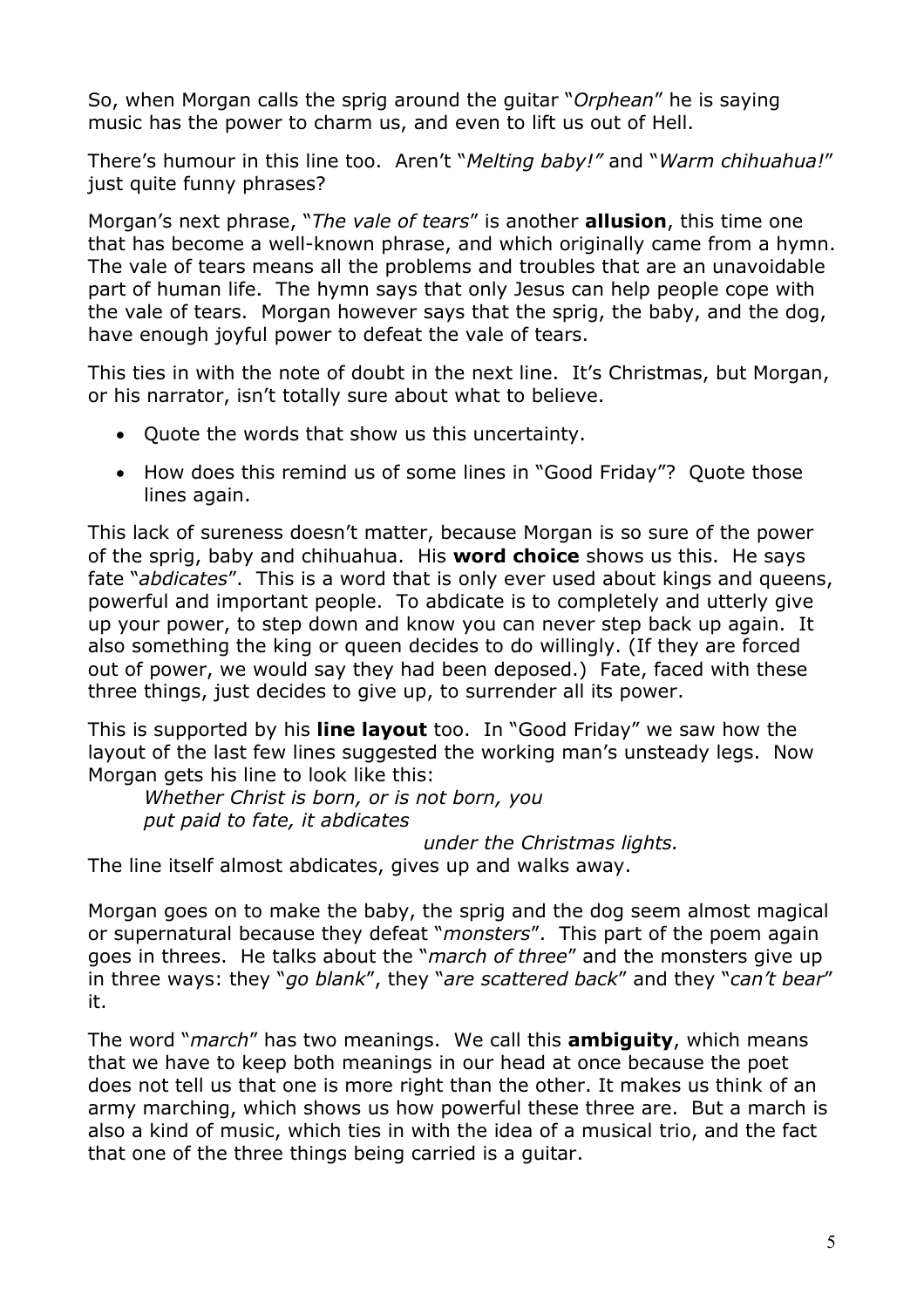So, when Morgan calls the sprig around the guitar "*Orphean*" he is saying music has the power to charm us, and even to lift us out of Hell.

There's humour in this line too. Aren't "*Melting baby!"* and "*Warm chihuahua!*" just quite funny phrases?

Morgan's next phrase, "*The vale of tears*" is another **allusion**, this time one that has become a well-known phrase, and which originally came from a hymn. The vale of tears means all the problems and troubles that are an unavoidable part of human life. The hymn says that only Jesus can help people cope with the vale of tears. Morgan however says that the sprig, the baby, and the dog, have enough joyful power to defeat the vale of tears.

This ties in with the note of doubt in the next line. It's Christmas, but Morgan, or his narrator, isn't totally sure about what to believe.

- Quote the words that show us this uncertainty.
- How does this remind us of some lines in "Good Friday"? Quote those lines again.

This lack of sureness doesn't matter, because Morgan is so sure of the power of the sprig, baby and chihuahua. His **word choice** shows us this. He says fate "*abdicates*". This is a word that is only ever used about kings and queens, powerful and important people. To abdicate is to completely and utterly give up your power, to step down and know you can never step back up again. It also something the king or queen decides to do willingly. (If they are forced out of power, we would say they had been deposed.) Fate, faced with these three things, just decides to give up, to surrender all its power.

This is supported by his **line layout** too. In "Good Friday" we saw how the layout of the last few lines suggested the working man's unsteady legs. Now Morgan gets his line to look like this:

*Whether Christ is born, or is not born, you*
*put paid to fate, it abdicates*
*under the Christmas lights.*

The line itself almost abdicates, gives up and walks away.

Morgan goes on to make the baby, the sprig and the dog seem almost magical or supernatural because they defeat "*monsters*". This part of the poem again goes in threes. He talks about the "*march of three*" and the monsters give up in three ways: they "*go blank*", they "*are scattered back*" and they "*can't bear*" it.

The word "*march*" has two meanings. We call this **ambiguity**, which means that we have to keep both meanings in our head at once because the poet does not tell us that one is more right than the other. It makes us think of an army marching, which shows us how powerful these three are. But a march is also a kind of music, which ties in with the idea of a musical trio, and the fact that one of the three things being carried is a guitar.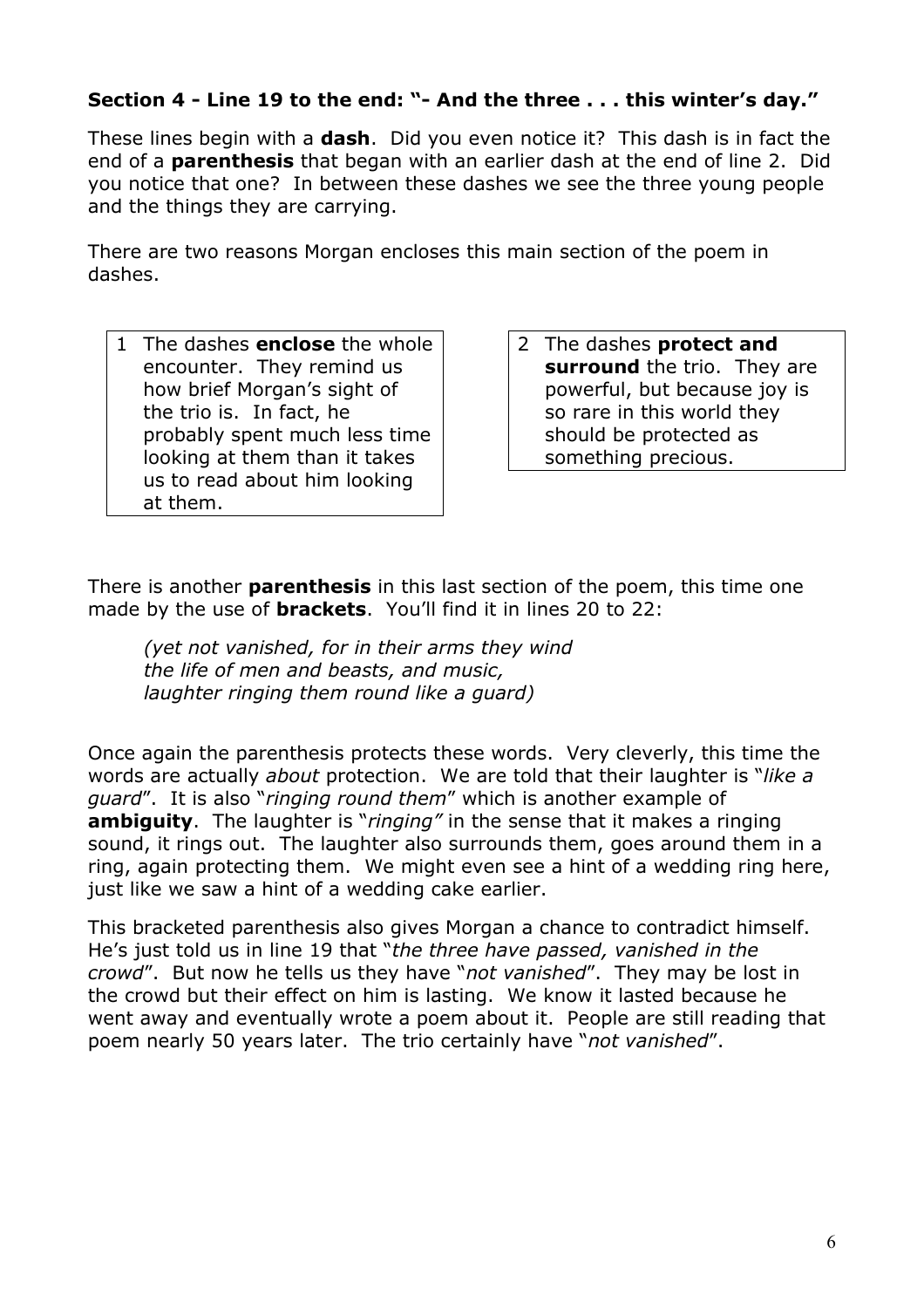**Section 4 - Line 19 to the end: "- And the three . . . this winter's day."**

These lines begin with a **dash**. Did you even notice it? This dash is in fact the end of a **parenthesis** that began with an earlier dash at the end of line 2. Did you notice that one? In between these dashes we see the three young people and the things they are carrying.

There are two reasons Morgan encloses this main section of the poem in dashes.

1. The dashes **enclose** the whole encounter. They remind us how brief Morgan's sight of the trio is. In fact, he probably spent much less time looking at them than it takes us to read about him looking at them.

2. The dashes **protect and surround** the trio. They are powerful, but because joy is so rare in this world they should be protected as something precious.

There is another **parenthesis** in this last section of the poem, this time one made by the use of **brackets**. You'll find it in lines 20 to 22:

> *(yet not vanished, for in their arms they wind*
> *the life of men and beasts, and music,*
> *laughter ringing them round like a guard)*

Once again the parenthesis protects these words. Very cleverly, this time the words are actually *about* protection. We are told that their laughter is "*like a guard*". It is also "*ringing round them*" which is another example of **ambiguity**. The laughter is "*ringing"* in the sense that it makes a ringing sound, it rings out. The laughter also surrounds them, goes around them in a ring, again protecting them. We might even see a hint of a wedding ring here, just like we saw a hint of a wedding cake earlier.

This bracketed parenthesis also gives Morgan a chance to contradict himself. He's just told us in line 19 that "*the three have passed, vanished in the crowd*". But now he tells us they have "*not vanished*". They may be lost in the crowd but their effect on him is lasting. We know it lasted because he went away and eventually wrote a poem about it. People are still reading that poem nearly 50 years later. The trio certainly have "*not vanished*".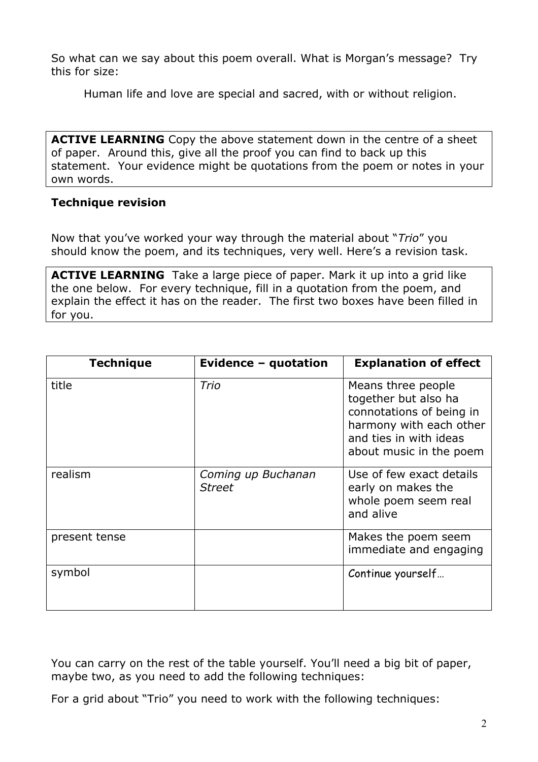So what can we say about this poem overall. What is Morgan's message? Try this for size:

Human life and love are special and sacred, with or without religion.

**ACTIVE LEARNING** Copy the above statement down in the centre of a sheet of paper. Around this, give all the proof you can find to back up this statement. Your evidence might be quotations from the poem or notes in your own words.

**Technique revision**

Now that you've worked your way through the material about "*Trio*" you should know the poem, and its techniques, very well. Here's a revision task.

**ACTIVE LEARNING** Take a large piece of paper. Mark it up into a grid like the one below. For every technique, fill in a quotation from the poem, and explain the effect it has on the reader. The first two boxes have been filled in for you.

| Technique | Evidence – quotation | Explanation of effect |
|---|---|---|
| title | *Trio* | Means three people together but also ha connotations of being in harmony with each other and ties in with ideas about music in the poem |
| realism | *Coming up Buchanan Street* | Use of few exact details early on makes the whole poem seem real and alive |
| present tense | | Makes the poem seem immediate and engaging |
| symbol | | Continue yourself… |

You can carry on the rest of the table yourself. You'll need a big bit of paper, maybe two, as you need to add the following techniques:

For a grid about "Trio" you need to work with the following techniques: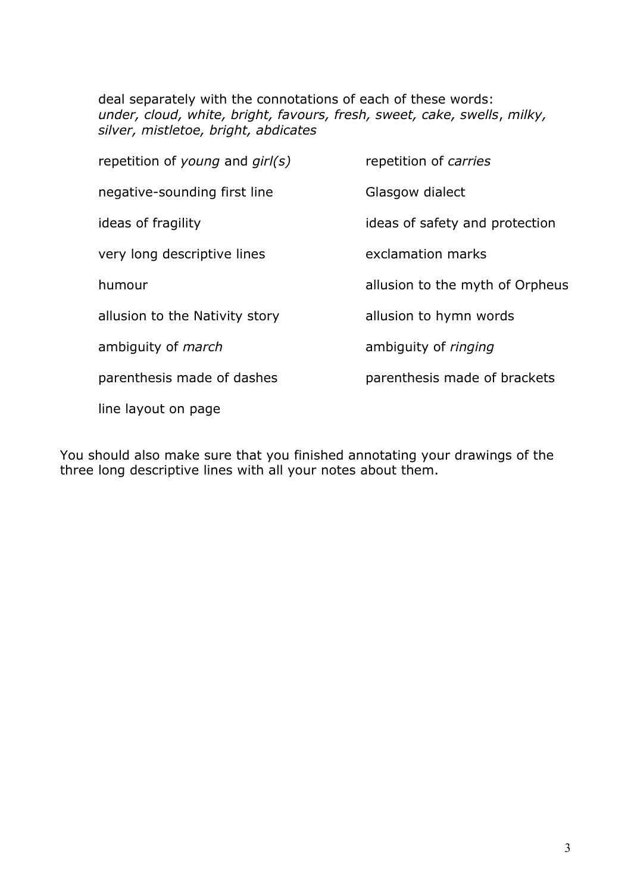deal separately with the connotations of each of these words:
*under, cloud, white, bright, favours, fresh, sweet, cake, swells*, *milky, silver, mistletoe, bright, abdicates*

| | |
|---|---|
| repetition of *young* and *girl(s)* | repetition of *carries* |
| negative-sounding first line | Glasgow dialect |
| ideas of fragility | ideas of safety and protection |
| very long descriptive lines | exclamation marks |
| humour | allusion to the myth of Orpheus |
| allusion to the Nativity story | allusion to hymn words |
| ambiguity of *march* | ambiguity of *ringing* |
| parenthesis made of dashes | parenthesis made of brackets |
| line layout on page | |

You should also make sure that you finished annotating your drawings of the three long descriptive lines with all your notes about them.